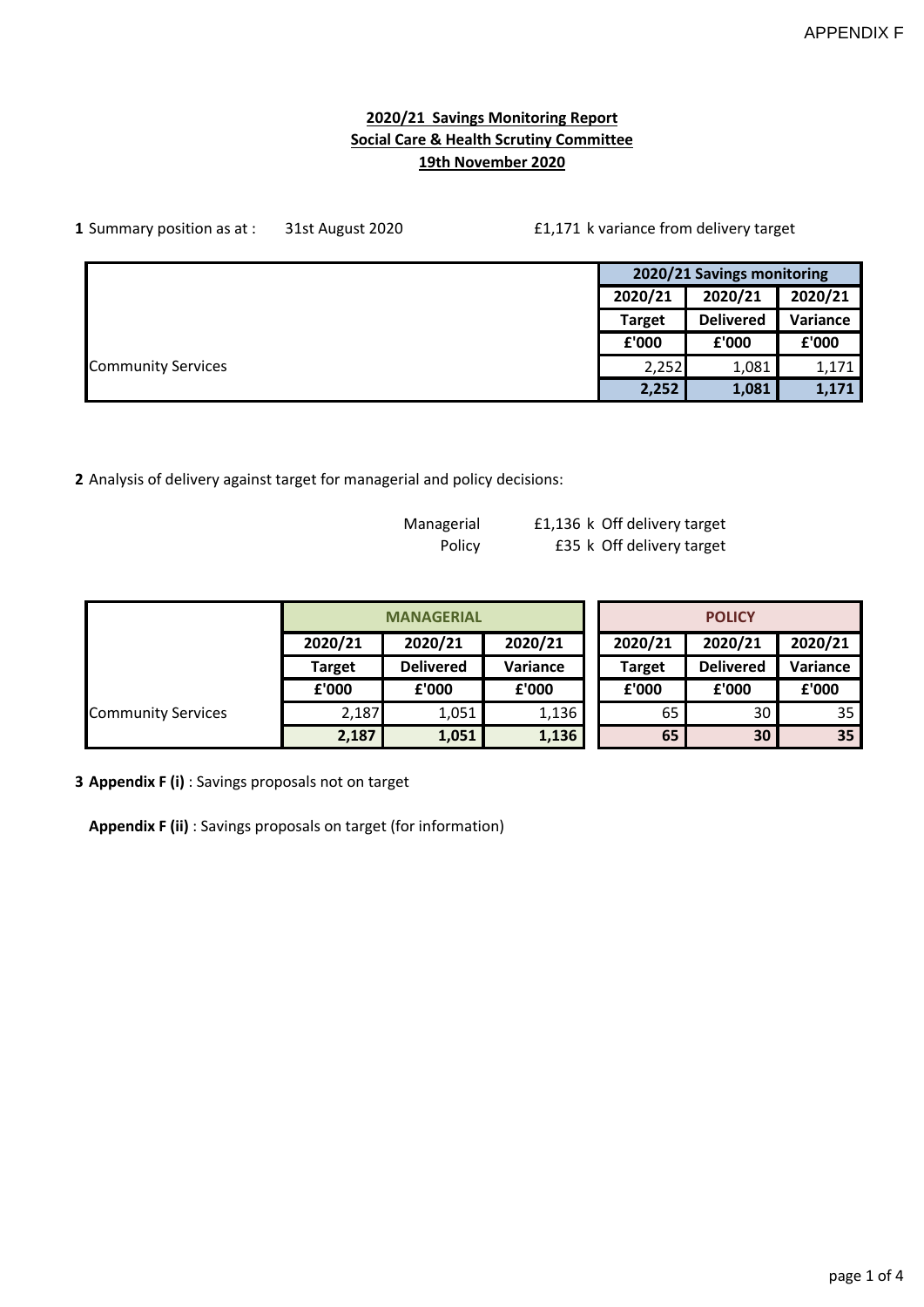APPENDIX F

**2020/21 Savings Monitoring Report**
**Social Care & Health Scrutiny Committee**
**19th November 2020**

**1** Summary position as at : 31st August 2020 — £1,171 k variance from delivery target

| | 2020/21 Savings monitoring | | |
|---|---|---|---|
| | 2020/21 | 2020/21 | 2020/21 |
| | Target | Delivered | Variance |
| | £'000 | £'000 | £'000 |
| Community Services | 2,252 | 1,081 | 1,171 |
| | **2,252** | **1,081** | **1,171** |

**2** Analysis of delivery against target for managerial and policy decisions:

Managerial — £1,136 k Off delivery target
Policy — £35 k Off delivery target

| | MANAGERIAL | | | POLICY | | |
|---|---|---|---|---|---|---|
| | 2020/21 | 2020/21 | 2020/21 | 2020/21 | 2020/21 | 2020/21 |
| | Target | Delivered | Variance | Target | Delivered | Variance |
| | £'000 | £'000 | £'000 | £'000 | £'000 | £'000 |
| Community Services | 2,187 | 1,051 | 1,136 | 65 | 30 | 35 |
| | **2,187** | **1,051** | **1,136** | **65** | **30** | **35** |

**3** **Appendix F (i)** : Savings proposals not on target

**Appendix F (ii)** : Savings proposals on target (for information)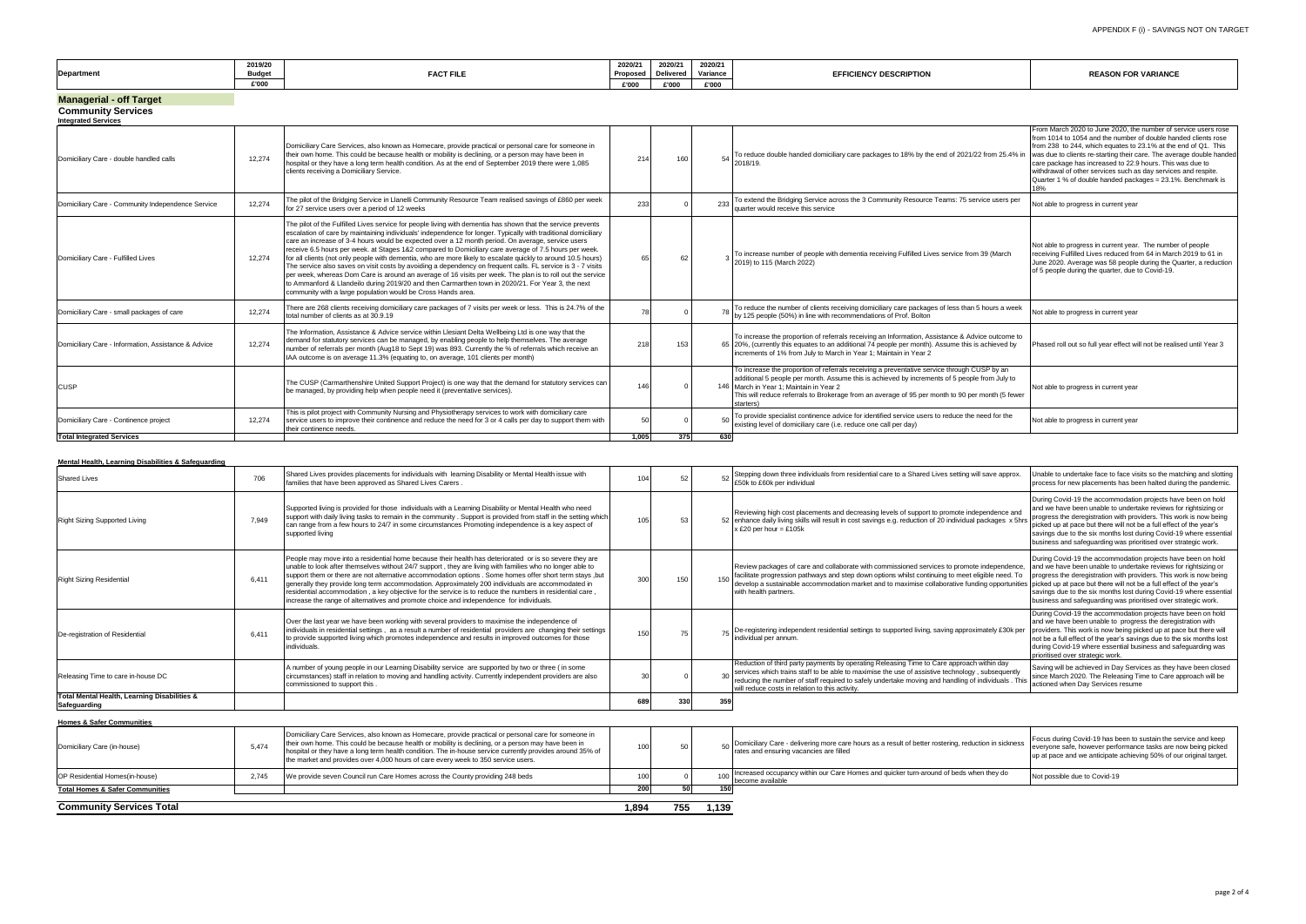APPENDIX F (i) - SAVINGS NOT ON TARGET

| Department | 2019/20 Budget £'000 | FACT FILE | 2020/21 Proposed £'000 | 2020/21 Delivered £'000 | 2020/21 Variance £'000 | EFFICIENCY DESCRIPTION | REASON FOR VARIANCE |
|---|---|---|---|---|---|---|---|
| **Managerial - off Target** | | | | | | | |
| **Community Services** | | | | | | | |
| **Integrated Services** | | | | | | | |
| Domiciliary Care - double handled calls | 12,274 | Domiciliary Care Services, also known as Homecare, provide practical or personal care for someone in their own home. This could be because health or mobility is declining, or a person may have been in hospital or they have a long term health condition. As at the end of September 2019 there were 1,085 clients receiving a Domiciliary Service. | 214 | 160 | 54 | To reduce double handed domiciliary care packages to 18% by the end of 2021/22 from 25.4% in 2018/19. | From March 2020 to June 2020, the number of service users rose from 1014 to 1054 and the number of double handed clients rose from 238 to 244, which equates to 23.1% at the end of Q1. This was due to clients re-starting their care. The average double handed care package has increased to 22.9 hours. This was due to withdrawal of other services such as day services and respite. Quarter 1 % of double handed packages = 23.1%. Benchmark is 18% |
| Domiciliary Care - Community Independence Service | 12,274 | The pilot of the Bridging Service in Llanelli Community Resource Team realised savings of £860 per week for 27 service users over a period of 12 weeks | 233 | 0 | 233 | To extend the Bridging Service across the 3 Community Resource Teams: 75 service users per quarter would receive this service | Not able to progress in current year |
| Domiciliary Care - Fulfilled Lives | 12,274 | The pilot of the Fulfilled Lives service for people living with dementia has shown that the service prevents escalation of care by maintaining individuals' independence for longer. Typically with traditional domiciliary care an increase of 3-4 hours would be expected over a 12 month period. On average, service users receive 6.5 hours per week. at Stages 1&2 compared to Domiciliary care average of 7.5 hours per week. for all clients (not only people with dementia, who are more likely to escalate quickly to around 10.5 hours) The service also saves on visit costs by avoiding a dependency on frequent calls. FL service is 3 - 7 visits per week, whereas Dom Care is around an average of 16 visits per week. The plan is to roll out the service to Ammanford & Llandeilo during 2019/20 and then Carmarthen town in 2020/21. For Year 3, the next community with a large population would be Cross Hands area. | 65 | 62 | 3 | To increase number of people with dementia receiving Fulfilled Lives service from 39 (March 2019) to 115 (March 2022) | Not able to progress in current year. The number of people receiving Fulfilled Lives reduced from 64 in March 2019 to 61 in June 2020. Average was 58 people during the Quarter, a reduction of 5 people during the quarter, due to Covid-19. |
| Domiciliary Care - small packages of care | 12,274 | There are 268 clients receiving domiciliary care packages of 7 visits per week or less. This is 24.7% of the total number of clients as at 30.9.19 | 78 | 0 | 78 | To reduce the number of clients receiving domiciliary care packages of less than 5 hours a week by 125 people (50%) in line with recommendations of Prof. Bolton | Not able to progress in current year |
| Domiciliary Care - Information, Assistance & Advice | 12,274 | The Information, Assistance & Advice service within Llesiant Delta Wellbeing Ltd is one way that the demand for statutory services can be managed, by enabling people to help themselves. The average number of referrals per month (Aug18 to Sept 19) was 893. Currently the % of referrals which receive an IAA outcome is on average 11.3% (equating to, on average, 101 clients per month) | 218 | 153 | 65 | To increase the proportion of referrals receiving an Information, Assistance & Advice outcome to 20%, (currently this equates to an additional 74 people per month). Assume this is achieved by increments of 1% from July to March in Year 1; Maintain in Year 2 | Phased roll out so full year effect will not be realised until Year 3 |
| CUSP | | The CUSP (Carmarthenshire United Support Project) is one way that the demand for statutory services can be managed, by providing help when people need it (preventative services). | 146 | 0 | 146 | To increase the proportion of referrals receiving a preventative service through CUSP by an additional 5 people per month. Assume this is achieved by increments of 5 people from July to March in Year 1; Maintain in Year 2<br>This will reduce referrals to Brokerage from an average of 95 per month to 90 per month (5 fewer starters) | Not able to progress in current year |
| Domiciliary Care - Continence project | 12,274 | This is pilot project with Community Nursing and Physiotherapy services to work with domiciliary care service users to improve their continence and reduce the need for 3 or 4 calls per day to support them with their continence needs. | 50 | 0 | 50 | To provide specialist continence advice for identified service users to reduce the need for the existing level of domiciliary care (i.e. reduce one call per day) | Not able to progress in current year |
| **Total Integrated Services** | | | **1,005** | **375** | **630** | | |
| **Mental Health, Learning Disabilities & Safeguarding** | | | | | | | |
| Shared Lives | 706 | Shared Lives provides placements for individuals with learning Disability or Mental Health issue with families that have been approved as Shared Lives Carers . | 104 | 52 | 52 | Stepping down three individuals from residential care to a Shared Lives setting will save approx. £50k to £60k per individual | Unable to undertake face to face visits so the matching and slotting process for new placements has been halted during the pandemic. |
| Right Sizing Supported Living | 7,949 | Supported living is provided for those individuals with a Learning Disability or Mental Health who need support with daily living tasks to remain in the community . Support is provided from staff in the setting which can range from a few hours to 24/7 in some circumstances Promoting independence is a key aspect of supported living | 105 | 53 | 52 | Reviewing high cost placements and decreasing levels of support to promote independence and enhance daily living skills will result in cost savings e.g. reduction of 20 individual packages x 5hrs x £20 per hour = £105k | During Covid-19 the accommodation projects have been on hold and we have been unable to undertake reviews for rightsizing or progress the deregistration with providers. This work is now being picked up at pace but there will not be a full effect of the year's savings due to the six months lost during Covid-19 where essential business and safeguarding was prioritised over strategic work. |
| Right Sizing Residential | 6,411 | People may move into a residential home because their health has deteriorated or is so severe they are unable to look after themselves without 24/7 support , they are living with families who no longer able to support them or there are not alternative accommodation options . Some homes offer short term stays ,but generally they provide long term accommodation. Approximately 200 individuals are accommodated in residential accommodation , a key objective for the service is to reduce the numbers in residential care , increase the range of alternatives and promote choice and independence for individuals. | 300 | 150 | 150 | Review packages of care and collaborate with commissioned services to promote independence, facilitate progression pathways and step down options whilst continuing to meet eligible need. To develop a sustainable accommodation market and to maximise collaborative funding opportunities with health partners. | During Covid-19 the accommodation projects have been on hold and we have been unable to undertake reviews for rightsizing or progress the deregistration with providers. This work is now being picked up at pace but there will not be a full effect of the year's savings due to the six months lost during Covid-19 where essential business and safeguarding was prioritised over strategic work. |
| De-registration of Residential | 6,411 | Over the last year we have been working with several providers to maximise the independence of individuals in residential settings , as a result a number of residential providers are changing their settings to provide supported living which promotes independence and results in improved outcomes for those individuals. | 150 | 75 | 75 | De-registering independent residential settings to supported living, saving approximately £30k per individual per annum. | During Covid-19 the accommodation projects have been on hold and we have been unable to progress the deregistration with providers. This work is now being picked up at pace but there will not be a full effect of the year's savings due to the six months lost during Covid-19 where essential business and safeguarding was prioritised over strategic work. |
| Releasing Time to care in-house DC | | A number of young people in our Learning Disability service are supported by two or three ( in some circumstances) staff in relation to moving and handling activity. Currently independent providers are also commissioned to support this . | 30 | 0 | 30 | Reduction of third party payments by operating Releasing Time to Care approach within day services which trains staff to be able to maximise the use of assistive technology , subsequently reducing the number of staff required to safely undertake moving and handling of individuals . This will reduce costs in relation to this activity. | Saving will be achieved in Day Services as they have been closed since March 2020. The Releasing Time to Care approach will be actioned when Day Services resume |
| **Total Mental Health, Learning Disabilities & Safeguarding** | | | **689** | **330** | **359** | | |
| **Homes & Safer Communities** | | | | | | | |
| Domiciliary Care (in-house) | 5,474 | Domiciliary Care Services, also known as Homecare, provide practical or personal care for someone in their own home. This could be because health or mobility is declining, or a person may have been in hospital or they have a long term health condition. The in-house service currently provides around 35% of the market and provides over 4,000 hours of care every week to 350 service users. | 100 | 50 | 50 | Domiciliary Care - delivering more care hours as a result of better rostering, reduction in sickness rates and ensuring vacancies are filled | Focus during Covid-19 has been to sustain the service and keep everyone safe, however performance tasks are now being picked up at pace and we anticipate achieving 50% of our original target. |
| OP Residential Homes(in-house) | 2,745 | We provide seven Council run Care Homes across the County providing 248 beds | 100 | 0 | 100 | Increased occupancy within our Care Homes and quicker turn-around of beds when they do become available | Not possible due to Covid-19 |
| **Total Homes & Safer Communities** | | | **200** | **50** | **150** | | |
| **Community Services Total** | | | **1,894** | **755** | **1,139** | | |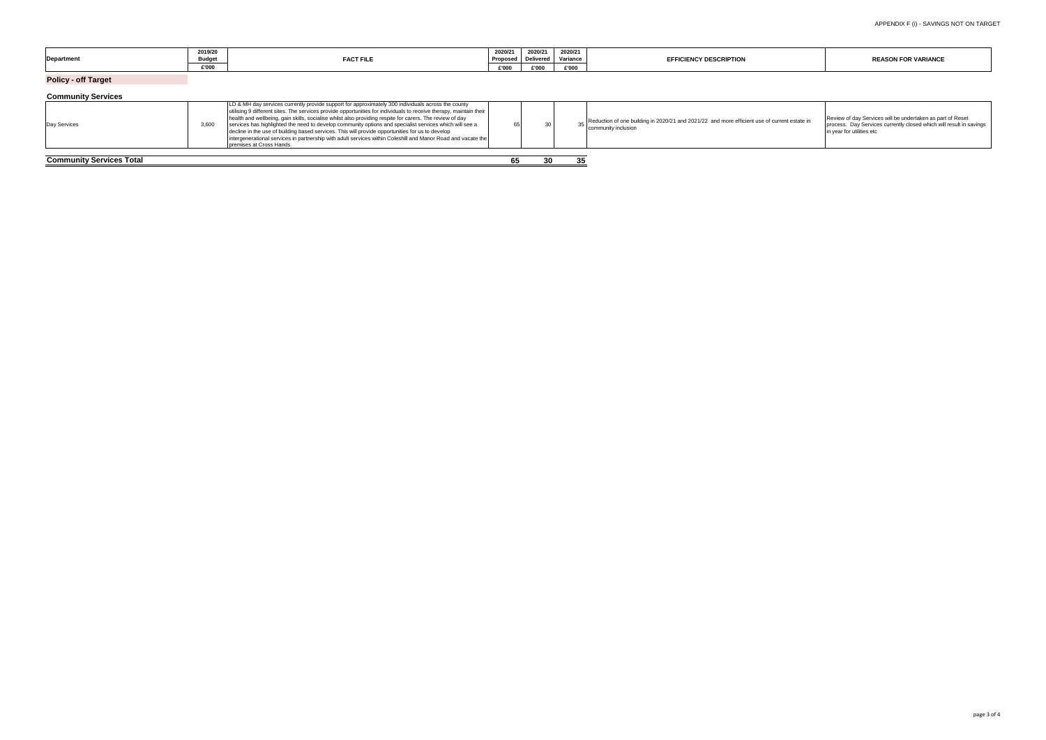APPENDIX F (i) - SAVINGS NOT ON TARGET

| Department | 2019/20 Budget £'000 | FACT FILE | 2020/21 Proposed £'000 | 2020/21 Delivered £'000 | 2020/21 Variance £'000 | EFFICIENCY DESCRIPTION | REASON FOR VARIANCE |
|---|---|---|---|---|---|---|---|
| **Policy - off Target** | | | | | | | |
| **Community Services** | | | | | | | |
| Day Services | 3,600 | LD & MH day services currently provide support for approximately 300 individuals across the county utilising 9 different sites. The services provide opportunities for individuals to receive therapy, maintain their health and wellbeing, gain skills, socialise whilst also providing respite for carers. The review of day services has highlighted the need to develop community options and specialist services which will see a decline in the use of building based services. This will provide opportunities for us to develop intergenerational services in partnership with adult services within Coleshill and Manor Road and vacate the premises at Cross Hands. | 65 | 30 | 35 | Reduction of one building in 2020/21 and 2021/22 and more efficient use of current estate in community inclusion | Review of day Services will be undertaken as part of Reset process. Day Services currently closed which will result in savings in year for utilities etc |
| **Community Services Total** | | | **65** | **30** | **35** | | |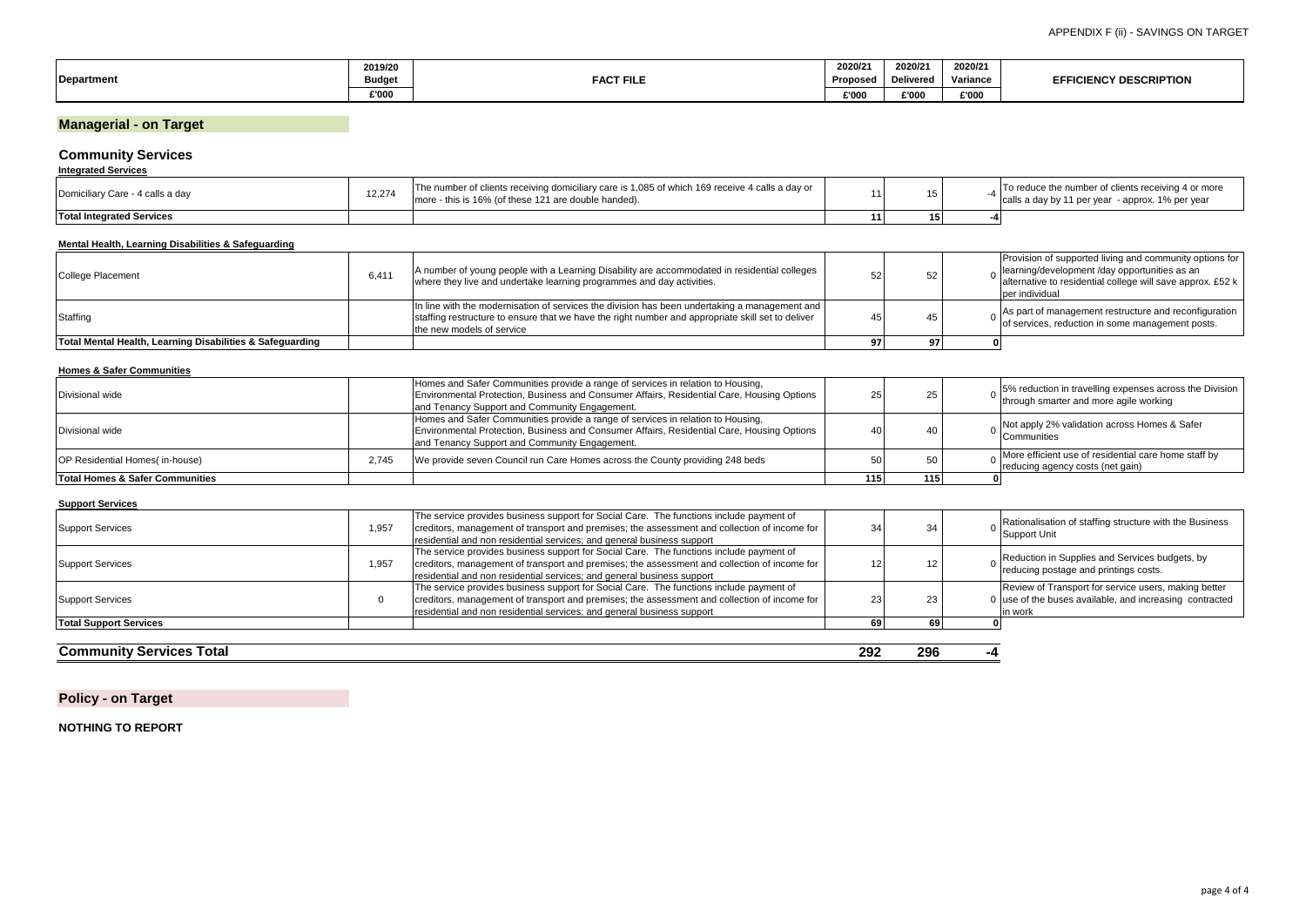APPENDIX F (ii) - SAVINGS ON TARGET

| Department | 2019/20 Budget £'000 | FACT FILE | 2020/21 Proposed £'000 | 2020/21 Delivered £'000 | 2020/21 Variance £'000 | EFFICIENCY DESCRIPTION |
|---|---|---|---|---|---|---|

## Managerial - on Target

### Community Services

**Integrated Services**

| Department | 2019/20 Budget £'000 | FACT FILE | 2020/21 Proposed £'000 | 2020/21 Delivered £'000 | 2020/21 Variance £'000 | EFFICIENCY DESCRIPTION |
|---|---|---|---|---|---|---|
| Domiciliary Care - 4 calls a day | 12,274 | The number of clients receiving domiciliary care is 1,085 of which 169 receive 4 calls a day or more - this is 16% (of these 121 are double handed). | 11 | 15 | -4 | To reduce the number of clients receiving 4 or more calls a day by 11 per year - approx. 1% per year |
| **Total Integrated Services** | | | **11** | **15** | **-4** | |

**Mental Health, Learning Disabilities & Safeguarding**

| Department | 2019/20 Budget £'000 | FACT FILE | 2020/21 Proposed £'000 | 2020/21 Delivered £'000 | 2020/21 Variance £'000 | EFFICIENCY DESCRIPTION |
|---|---|---|---|---|---|---|
| College Placement | 6,411 | A number of young people with a Learning Disability are accommodated in residential colleges where they live and undertake learning programmes and day activities. | 52 | 52 | 0 | Provision of supported living and community options for learning/development /day opportunities as an alternative to residential college will save approx. £52 k per individual |
| Staffing | | In line with the modernisation of services the division has been undertaking a management and staffing restructure to ensure that we have the right number and appropriate skill set to deliver the new models of service | 45 | 45 | 0 | As part of management restructure and reconfiguration of services, reduction in some management posts. |
| **Total Mental Health, Learning Disabilities & Safeguarding** | | | **97** | **97** | **0** | |

**Homes & Safer Communities**

| Department | 2019/20 Budget £'000 | FACT FILE | 2020/21 Proposed £'000 | 2020/21 Delivered £'000 | 2020/21 Variance £'000 | EFFICIENCY DESCRIPTION |
|---|---|---|---|---|---|---|
| Divisional wide | | Homes and Safer Communities provide a range of services in relation to Housing, Environmental Protection, Business and Consumer Affairs, Residential Care, Housing Options and Tenancy Support and Community Engagement. | 25 | 25 | 0 | 5% reduction in travelling expenses across the Division through smarter and more agile working |
| Divisional wide | | Homes and Safer Communities provide a range of services in relation to Housing, Environmental Protection, Business and Consumer Affairs, Residential Care, Housing Options and Tenancy Support and Community Engagement. | 40 | 40 | 0 | Not apply 2% validation across Homes & Safer Communities |
| OP Residential Homes( in-house) | 2,745 | We provide seven Council run Care Homes across the County providing 248 beds | 50 | 50 | 0 | More efficient use of residential care home staff by reducing agency costs (net gain) |
| **Total Homes & Safer Communities** | | | **115** | **115** | **0** | |

**Support Services**

| Department | 2019/20 Budget £'000 | FACT FILE | 2020/21 Proposed £'000 | 2020/21 Delivered £'000 | 2020/21 Variance £'000 | EFFICIENCY DESCRIPTION |
|---|---|---|---|---|---|---|
| Support Services | 1,957 | The service provides business support for Social Care. The functions include payment of creditors, management of transport and premises; the assessment and collection of income for residential and non residential services; and general business support | 34 | 34 | 0 | Rationalisation of staffing structure with the Business Support Unit |
| Support Services | 1,957 | The service provides business support for Social Care. The functions include payment of creditors, management of transport and premises; the assessment and collection of income for residential and non residential services; and general business support | 12 | 12 | 0 | Reduction in Supplies and Services budgets, by reducing postage and printings costs. |
| Support Services | 0 | The service provides business support for Social Care. The functions include payment of creditors, management of transport and premises; the assessment and collection of income for residential and non residential services; and general business support | 23 | 23 | 0 | Review of Transport for service users, making better use of the buses available, and increasing contracted in work |
| **Total Support Services** | | | **69** | **69** | **0** | |

| | | | | | | |
|---|---|---|---|---|---|---|
| **Community Services Total** | | | **292** | **296** | **-4** | |

## Policy - on Target

**NOTHING TO REPORT**